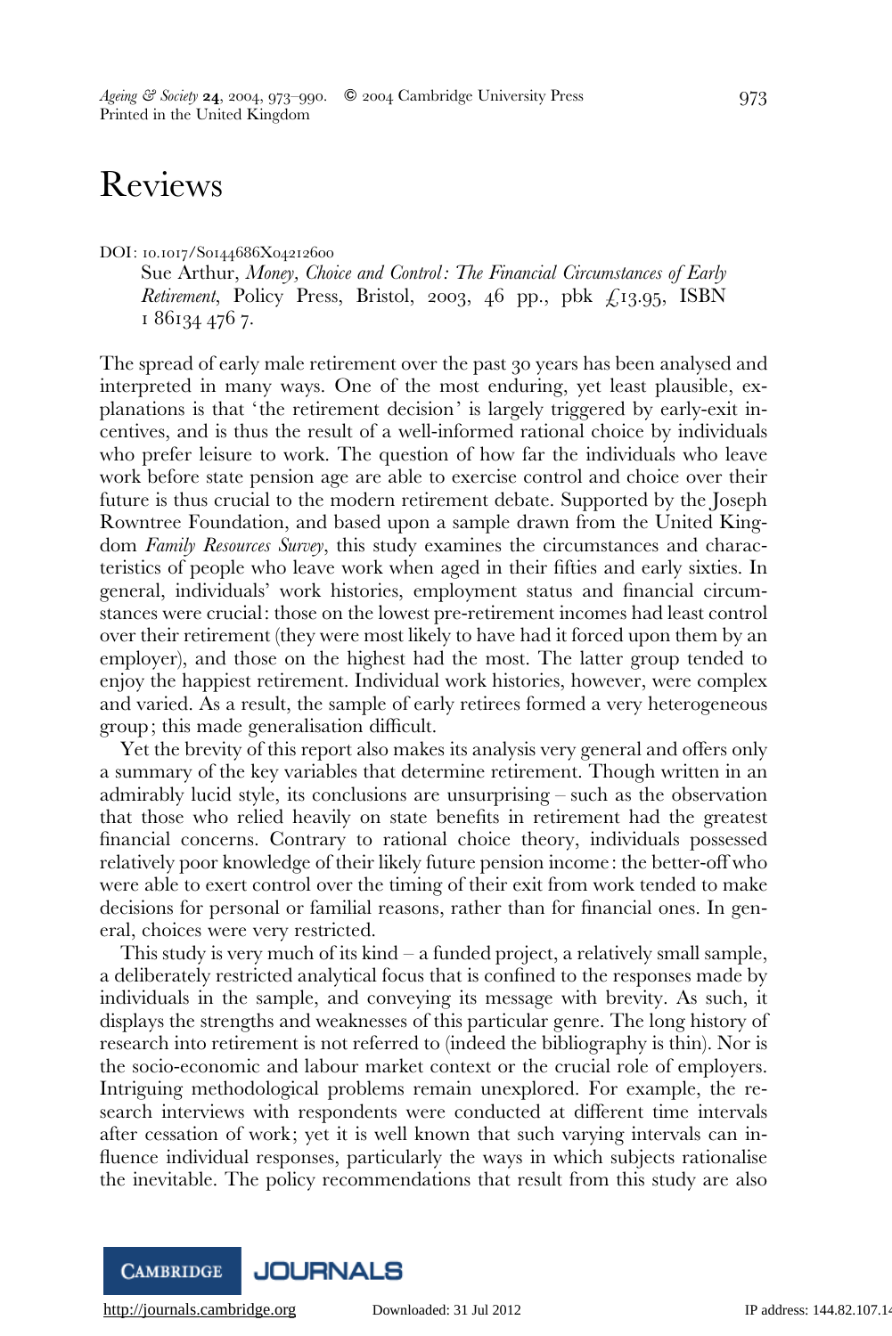# Reviews

DOI: 10.1017/S0144686X04212600

Sue Arthur, *Money, Choice and Control: The Financial Circumstances of Early Retirement*, Policy Press, Bristol, 2003, 46 pp., pbk £13.95, ISBN 1 86134 476 7.

The spread of early male retirement over the past 30 years has been analysed and interpreted in many ways. One of the most enduring, yet least plausible, explanations is that 'the retirement decision' is largely triggered by early-exit incentives, and is thus the result of a well-informed rational choice by individuals who prefer leisure to work. The question of how far the individuals who leave work before state pension age are able to exercise control and choice over their future is thus crucial to the modern retirement debate. Supported by the Joseph Rowntree Foundation, and based upon a sample drawn from the United Kingdom *Family Resources Survey*, this study examines the circumstances and characteristics of people who leave work when aged in their fifties and early sixties. In general, individuals' work histories, employment status and financial circumstances were crucial: those on the lowest pre-retirement incomes had least control over their retirement (they were most likely to have had it forced upon them by an employer), and those on the highest had the most. The latter group tended to enjoy the happiest retirement. Individual work histories, however, were complex and varied. As a result, the sample of early retirees formed a very heterogeneous group; this made generalisation difficult.

Yet the brevity of this report also makes its analysis very general and offers only a summary of the key variables that determine retirement. Though written in an admirably lucid style, its conclusions are unsurprising – such as the observation that those who relied heavily on state benefits in retirement had the greatest financial concerns. Contrary to rational choice theory, individuals possessed relatively poor knowledge of their likely future pension income: the better-off who were able to exert control over the timing of their exit from work tended to make decisions for personal or familial reasons, rather than for financial ones. In general, choices were very restricted.

This study is very much of its kind – a funded project, a relatively small sample, a deliberately restricted analytical focus that is confined to the responses made by individuals in the sample, and conveying its message with brevity. As such, it displays the strengths and weaknesses of this particular genre. The long history of research into retirement is not referred to (indeed the bibliography is thin). Nor is the socio-economic and labour market context or the crucial role of employers. Intriguing methodological problems remain unexplored. For example, the research interviews with respondents were conducted at different time intervals after cessation of work; yet it is well known that such varying intervals can influence individual responses, particularly the ways in which subjects rationalise the inevitable. The policy recommendations that result from this study are also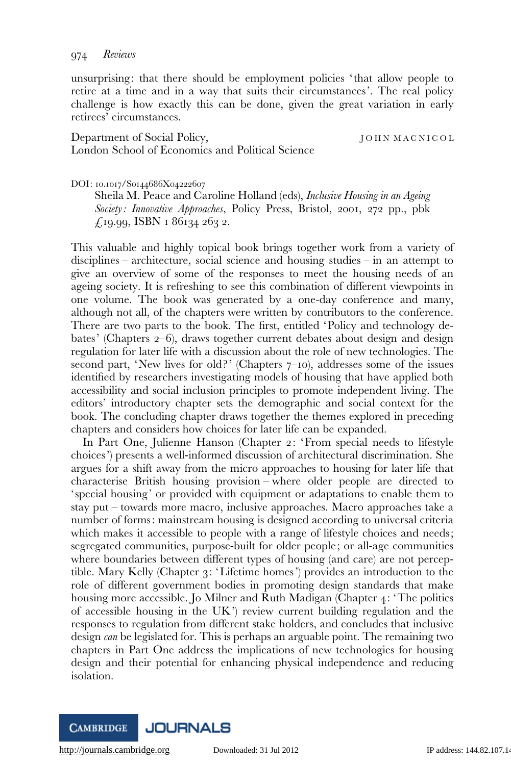unsurprising: that there should be employment policies 'that allow people to retire at a time and in a way that suits their circumstances'. The real policy challenge is how exactly this can be done, given the great variation in early retirees' circumstances.

Department of Social Policy, JOHN MACNICOL
London School of Economics and Political Science

DOI: 10.1017/S0144686X04222607

Sheila M. Peace and Caroline Holland (eds), *Inclusive Housing in an Ageing Society: Innovative Approaches*, Policy Press, Bristol, 2001, 272 pp., pbk £19.99, ISBN 1 86134 263 2.

This valuable and highly topical book brings together work from a variety of disciplines – architecture, social science and housing studies – in an attempt to give an overview of some of the responses to meet the housing needs of an ageing society. It is refreshing to see this combination of different viewpoints in one volume. The book was generated by a one-day conference and many, although not all, of the chapters were written by contributors to the conference. There are two parts to the book. The first, entitled 'Policy and technology debates' (Chapters 2–6), draws together current debates about design and design regulation for later life with a discussion about the role of new technologies. The second part, 'New lives for old?' (Chapters 7–10), addresses some of the issues identified by researchers investigating models of housing that have applied both accessibility and social inclusion principles to promote independent living. The editors' introductory chapter sets the demographic and social context for the book. The concluding chapter draws together the themes explored in preceding chapters and considers how choices for later life can be expanded.

In Part One, Julienne Hanson (Chapter 2: 'From special needs to lifestyle choices') presents a well-informed discussion of architectural discrimination. She argues for a shift away from the micro approaches to housing for later life that characterise British housing provision – where older people are directed to 'special housing' or provided with equipment or adaptations to enable them to stay put – towards more macro, inclusive approaches. Macro approaches take a number of forms: mainstream housing is designed according to universal criteria which makes it accessible to people with a range of lifestyle choices and needs; segregated communities, purpose-built for older people; or all-age communities where boundaries between different types of housing (and care) are not perceptible. Mary Kelly (Chapter 3: 'Lifetime homes') provides an introduction to the role of different government bodies in promoting design standards that make housing more accessible. Jo Milner and Ruth Madigan (Chapter 4: 'The politics of accessible housing in the UK') review current building regulation and the responses to regulation from different stake holders, and concludes that inclusive design *can* be legislated for. This is perhaps an arguable point. The remaining two chapters in Part One address the implications of new technologies for housing design and their potential for enhancing physical independence and reducing isolation.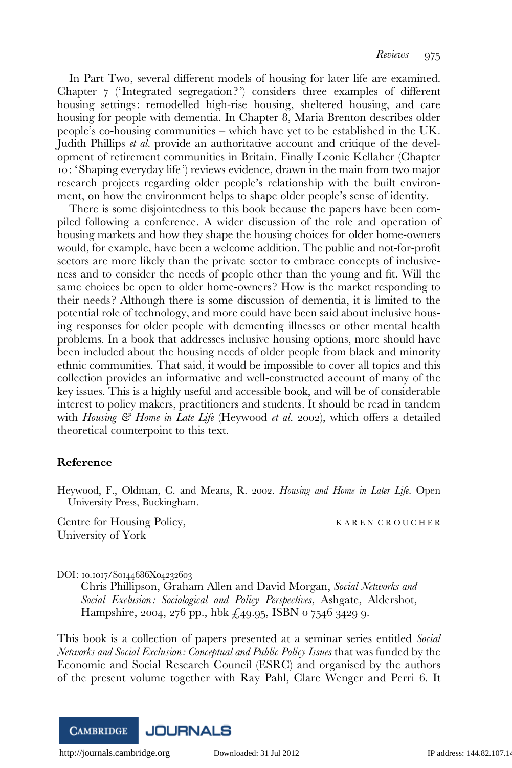In Part Two, several different models of housing for later life are examined. Chapter 7 ('Integrated segregation?') considers three examples of different housing settings: remodelled high-rise housing, sheltered housing, and care housing for people with dementia. In Chapter 8, Maria Brenton describes older people's co-housing communities – which have yet to be established in the UK. Judith Phillips *et al.* provide an authoritative account and critique of the development of retirement communities in Britain. Finally Leonie Kellaher (Chapter 10: 'Shaping everyday life') reviews evidence, drawn in the main from two major research projects regarding older people's relationship with the built environment, on how the environment helps to shape older people's sense of identity.

There is some disjointedness to this book because the papers have been compiled following a conference. A wider discussion of the role and operation of housing markets and how they shape the housing choices for older home-owners would, for example, have been a welcome addition. The public and not-for-profit sectors are more likely than the private sector to embrace concepts of inclusiveness and to consider the needs of people other than the young and fit. Will the same choices be open to older home-owners? How is the market responding to their needs? Although there is some discussion of dementia, it is limited to the potential role of technology, and more could have been said about inclusive housing responses for older people with dementing illnesses or other mental health problems. In a book that addresses inclusive housing options, more should have been included about the housing needs of older people from black and minority ethnic communities. That said, it would be impossible to cover all topics and this collection provides an informative and well-constructed account of many of the key issues. This is a highly useful and accessible book, and will be of considerable interest to policy makers, practitioners and students. It should be read in tandem with *Housing & Home in Late Life* (Heywood *et al.* 2002), which offers a detailed theoretical counterpoint to this text.

## Reference

Heywood, F., Oldman, C. and Means, R. 2002. *Housing and Home in Later Life*. Open University Press, Buckingham.

Centre for Housing Policy,
University of York

KAREN CROUCHER

DOI: 10.1017/S0144686X04232603

Chris Phillipson, Graham Allen and David Morgan, *Social Networks and Social Exclusion: Sociological and Policy Perspectives*, Ashgate, Aldershot, Hampshire, 2004, 276 pp., hbk £49.95, ISBN 0 7546 3429 9.

This book is a collection of papers presented at a seminar series entitled *Social Networks and Social Exclusion: Conceptual and Public Policy Issues* that was funded by the Economic and Social Research Council (ESRC) and organised by the authors of the present volume together with Ray Pahl, Clare Wenger and Perri 6. It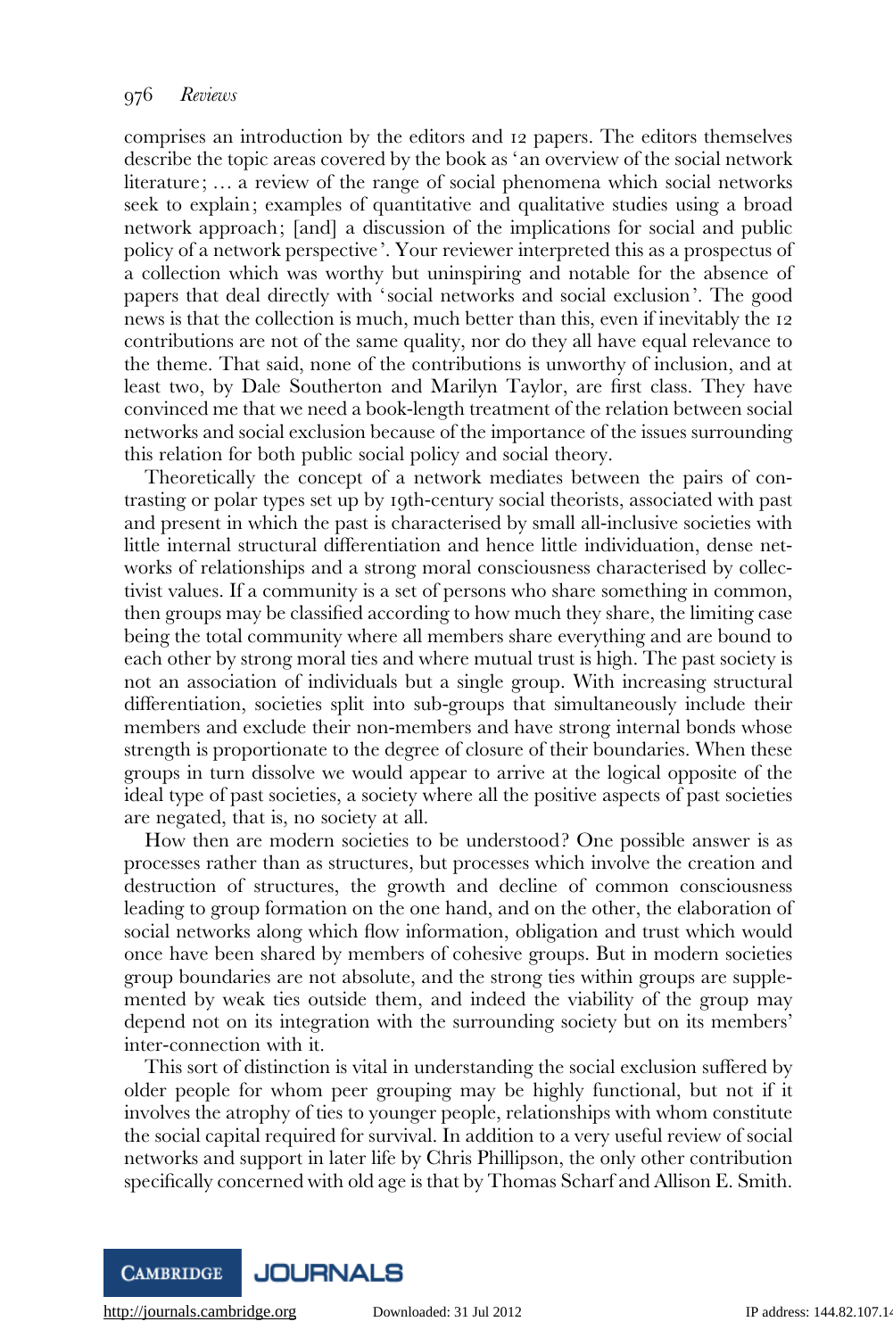comprises an introduction by the editors and 12 papers. The editors themselves describe the topic areas covered by the book as 'an overview of the social network literature; ... a review of the range of social phenomena which social networks seek to explain; examples of quantitative and qualitative studies using a broad network approach; [and] a discussion of the implications for social and public policy of a network perspective'. Your reviewer interpreted this as a prospectus of a collection which was worthy but uninspiring and notable for the absence of papers that deal directly with 'social networks and social exclusion'. The good news is that the collection is much, much better than this, even if inevitably the 12 contributions are not of the same quality, nor do they all have equal relevance to the theme. That said, none of the contributions is unworthy of inclusion, and at least two, by Dale Southerton and Marilyn Taylor, are first class. They have convinced me that we need a book-length treatment of the relation between social networks and social exclusion because of the importance of the issues surrounding this relation for both public social policy and social theory.

Theoretically the concept of a network mediates between the pairs of contrasting or polar types set up by 19th-century social theorists, associated with past and present in which the past is characterised by small all-inclusive societies with little internal structural differentiation and hence little individuation, dense networks of relationships and a strong moral consciousness characterised by collectivist values. If a community is a set of persons who share something in common, then groups may be classified according to how much they share, the limiting case being the total community where all members share everything and are bound to each other by strong moral ties and where mutual trust is high. The past society is not an association of individuals but a single group. With increasing structural differentiation, societies split into sub-groups that simultaneously include their members and exclude their non-members and have strong internal bonds whose strength is proportionate to the degree of closure of their boundaries. When these groups in turn dissolve we would appear to arrive at the logical opposite of the ideal type of past societies, a society where all the positive aspects of past societies are negated, that is, no society at all.

How then are modern societies to be understood? One possible answer is as processes rather than as structures, but processes which involve the creation and destruction of structures, the growth and decline of common consciousness leading to group formation on the one hand, and on the other, the elaboration of social networks along which flow information, obligation and trust which would once have been shared by members of cohesive groups. But in modern societies group boundaries are not absolute, and the strong ties within groups are supplemented by weak ties outside them, and indeed the viability of the group may depend not on its integration with the surrounding society but on its members' inter-connection with it.

This sort of distinction is vital in understanding the social exclusion suffered by older people for whom peer grouping may be highly functional, but not if it involves the atrophy of ties to younger people, relationships with whom constitute the social capital required for survival. In addition to a very useful review of social networks and support in later life by Chris Phillipson, the only other contribution specifically concerned with old age is that by Thomas Scharf and Allison E. Smith.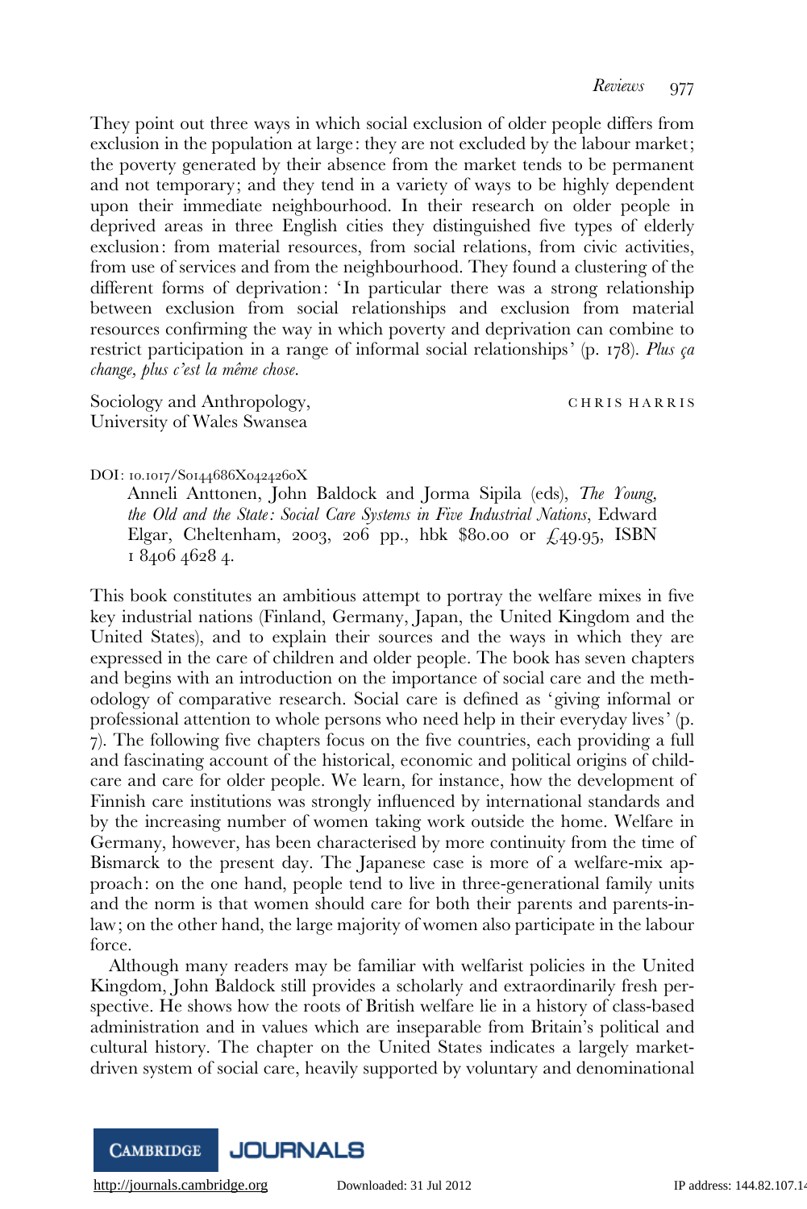They point out three ways in which social exclusion of older people differs from exclusion in the population at large: they are not excluded by the labour market; the poverty generated by their absence from the market tends to be permanent and not temporary; and they tend in a variety of ways to be highly dependent upon their immediate neighbourhood. In their research on older people in deprived areas in three English cities they distinguished five types of elderly exclusion: from material resources, from social relations, from civic activities, from use of services and from the neighbourhood. They found a clustering of the different forms of deprivation: 'In particular there was a strong relationship between exclusion from social relationships and exclusion from material resources confirming the way in which poverty and deprivation can combine to restrict participation in a range of informal social relationships' (p. 178). *Plus ça change, plus c'est la même chose.*

Sociology and Anthropology,
University of Wales Swansea

CHRIS HARRIS

DOI: 10.1017/S0144686X0424260X

Anneli Anttonen, John Baldock and Jorma Sipila (eds), *The Young, the Old and the State: Social Care Systems in Five Industrial Nations*, Edward Elgar, Cheltenham, 2003, 206 pp., hbk $80.00 or £49.95, ISBN 1 8406 4628 4.

This book constitutes an ambitious attempt to portray the welfare mixes in five key industrial nations (Finland, Germany, Japan, the United Kingdom and the United States), and to explain their sources and the ways in which they are expressed in the care of children and older people. The book has seven chapters and begins with an introduction on the importance of social care and the methodology of comparative research. Social care is defined as 'giving informal or professional attention to whole persons who need help in their everyday lives' (p. 7). The following five chapters focus on the five countries, each providing a full and fascinating account of the historical, economic and political origins of childcare and care for older people. We learn, for instance, how the development of Finnish care institutions was strongly influenced by international standards and by the increasing number of women taking work outside the home. Welfare in Germany, however, has been characterised by more continuity from the time of Bismarck to the present day. The Japanese case is more of a welfare-mix approach: on the one hand, people tend to live in three-generational family units and the norm is that women should care for both their parents and parents-in-law; on the other hand, the large majority of women also participate in the labour force.

Although many readers may be familiar with welfarist policies in the United Kingdom, John Baldock still provides a scholarly and extraordinarily fresh perspective. He shows how the roots of British welfare lie in a history of class-based administration and in values which are inseparable from Britain's political and cultural history. The chapter on the United States indicates a largely market-driven system of social care, heavily supported by voluntary and denominational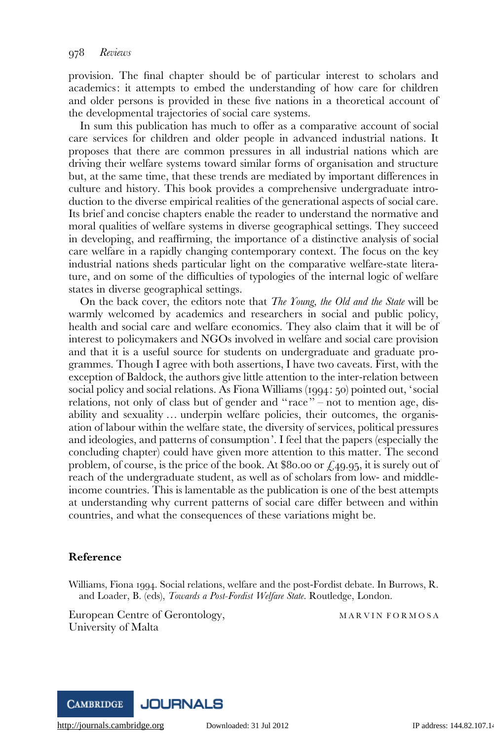provision. The final chapter should be of particular interest to scholars and academics: it attempts to embed the understanding of how care for children and older persons is provided in these five nations in a theoretical account of the developmental trajectories of social care systems.

In sum this publication has much to offer as a comparative account of social care services for children and older people in advanced industrial nations. It proposes that there are common pressures in all industrial nations which are driving their welfare systems toward similar forms of organisation and structure but, at the same time, that these trends are mediated by important differences in culture and history. This book provides a comprehensive undergraduate introduction to the diverse empirical realities of the generational aspects of social care. Its brief and concise chapters enable the reader to understand the normative and moral qualities of welfare systems in diverse geographical settings. They succeed in developing, and reaffirming, the importance of a distinctive analysis of social care welfare in a rapidly changing contemporary context. The focus on the key industrial nations sheds particular light on the comparative welfare-state literature, and on some of the difficulties of typologies of the internal logic of welfare states in diverse geographical settings.

On the back cover, the editors note that *The Young, the Old and the State* will be warmly welcomed by academics and researchers in social and public policy, health and social care and welfare economics. They also claim that it will be of interest to policymakers and NGOs involved in welfare and social care provision and that it is a useful source for students on undergraduate and graduate programmes. Though I agree with both assertions, I have two caveats. First, with the exception of Baldock, the authors give little attention to the inter-relation between social policy and social relations. As Fiona Williams (1994: 50) pointed out, 'social relations, not only of class but of gender and "race" – not to mention age, disability and sexuality … underpin welfare policies, their outcomes, the organisation of labour within the welfare state, the diversity of services, political pressures and ideologies, and patterns of consumption'. I feel that the papers (especially the concluding chapter) could have given more attention to this matter. The second problem, of course, is the price of the book. At $80.00 or £49.95, it is surely out of reach of the undergraduate student, as well as of scholars from low- and middle-income countries. This is lamentable as the publication is one of the best attempts at understanding why current patterns of social care differ between and within countries, and what the consequences of these variations might be.

## Reference

Williams, Fiona 1994. Social relations, welfare and the post-Fordist debate. In Burrows, R. and Loader, B. (eds), *Towards a Post-Fordist Welfare State*. Routledge, London.

European Centre of Gerontology,
University of Malta

MARVIN FORMOSA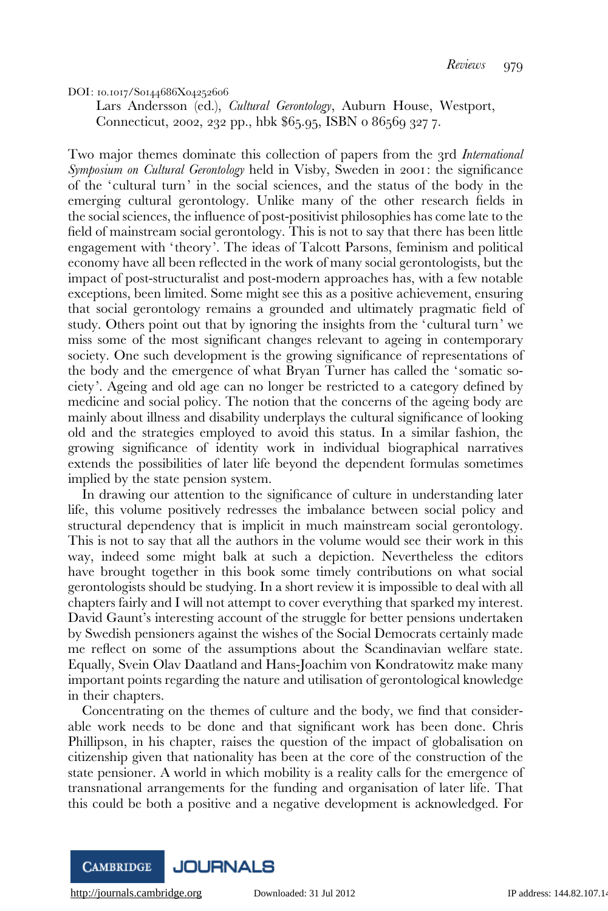DOI: 10.1017/S0144686X04252606

Lars Andersson (ed.), *Cultural Gerontology*, Auburn House, Westport, Connecticut, 2002, 232 pp., hbk $65.95, ISBN 0 86569 327 7.

Two major themes dominate this collection of papers from the 3rd *International Symposium on Cultural Gerontology* held in Visby, Sweden in 2001: the significance of the 'cultural turn' in the social sciences, and the status of the body in the emerging cultural gerontology. Unlike many of the other research fields in the social sciences, the influence of post-positivist philosophies has come late to the field of mainstream social gerontology. This is not to say that there has been little engagement with 'theory'. The ideas of Talcott Parsons, feminism and political economy have all been reflected in the work of many social gerontologists, but the impact of post-structuralist and post-modern approaches has, with a few notable exceptions, been limited. Some might see this as a positive achievement, ensuring that social gerontology remains a grounded and ultimately pragmatic field of study. Others point out that by ignoring the insights from the 'cultural turn' we miss some of the most significant changes relevant to ageing in contemporary society. One such development is the growing significance of representations of the body and the emergence of what Bryan Turner has called the 'somatic society'. Ageing and old age can no longer be restricted to a category defined by medicine and social policy. The notion that the concerns of the ageing body are mainly about illness and disability underplays the cultural significance of looking old and the strategies employed to avoid this status. In a similar fashion, the growing significance of identity work in individual biographical narratives extends the possibilities of later life beyond the dependent formulas sometimes implied by the state pension system.

In drawing our attention to the significance of culture in understanding later life, this volume positively redresses the imbalance between social policy and structural dependency that is implicit in much mainstream social gerontology. This is not to say that all the authors in the volume would see their work in this way, indeed some might balk at such a depiction. Nevertheless the editors have brought together in this book some timely contributions on what social gerontologists should be studying. In a short review it is impossible to deal with all chapters fairly and I will not attempt to cover everything that sparked my interest. David Gaunt's interesting account of the struggle for better pensions undertaken by Swedish pensioners against the wishes of the Social Democrats certainly made me reflect on some of the assumptions about the Scandinavian welfare state. Equally, Svein Olav Daatland and Hans-Joachim von Kondratowitz make many important points regarding the nature and utilisation of gerontological knowledge in their chapters.

Concentrating on the themes of culture and the body, we find that considerable work needs to be done and that significant work has been done. Chris Phillipson, in his chapter, raises the question of the impact of globalisation on citizenship given that nationality has been at the core of the construction of the state pensioner. A world in which mobility is a reality calls for the emergence of transnational arrangements for the funding and organisation of later life. That this could be both a positive and a negative development is acknowledged. For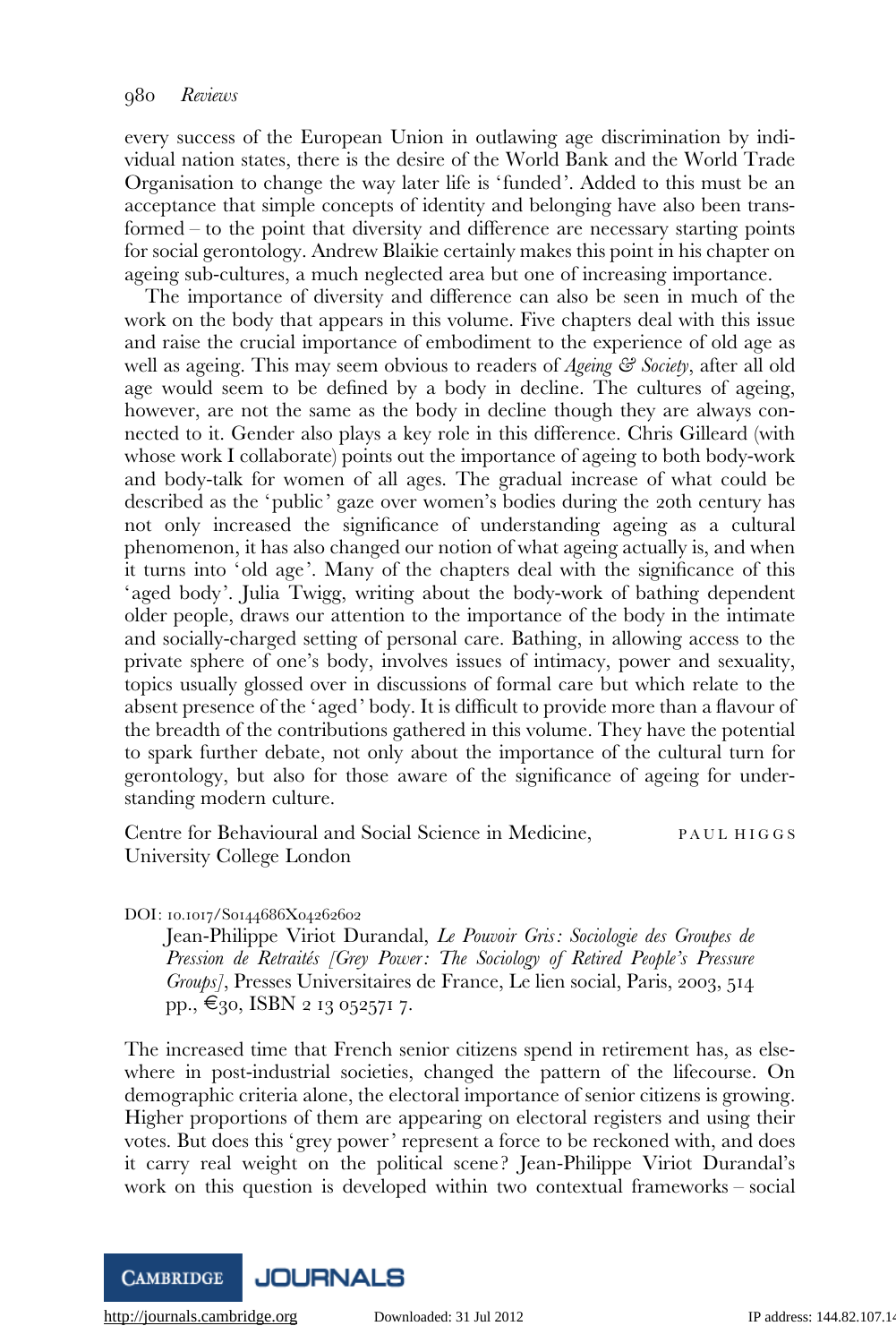every success of the European Union in outlawing age discrimination by individual nation states, there is the desire of the World Bank and the World Trade Organisation to change the way later life is 'funded'. Added to this must be an acceptance that simple concepts of identity and belonging have also been transformed – to the point that diversity and difference are necessary starting points for social gerontology. Andrew Blaikie certainly makes this point in his chapter on ageing sub-cultures, a much neglected area but one of increasing importance.

The importance of diversity and difference can also be seen in much of the work on the body that appears in this volume. Five chapters deal with this issue and raise the crucial importance of embodiment to the experience of old age as well as ageing. This may seem obvious to readers of *Ageing & Society*, after all old age would seem to be defined by a body in decline. The cultures of ageing, however, are not the same as the body in decline though they are always connected to it. Gender also plays a key role in this difference. Chris Gilleard (with whose work I collaborate) points out the importance of ageing to both body-work and body-talk for women of all ages. The gradual increase of what could be described as the 'public' gaze over women's bodies during the 20th century has not only increased the significance of understanding ageing as a cultural phenomenon, it has also changed our notion of what ageing actually is, and when it turns into 'old age'. Many of the chapters deal with the significance of this 'aged body'. Julia Twigg, writing about the body-work of bathing dependent older people, draws our attention to the importance of the body in the intimate and socially-charged setting of personal care. Bathing, in allowing access to the private sphere of one's body, involves issues of intimacy, power and sexuality, topics usually glossed over in discussions of formal care but which relate to the absent presence of the 'aged' body. It is difficult to provide more than a flavour of the breadth of the contributions gathered in this volume. They have the potential to spark further debate, not only about the importance of the cultural turn for gerontology, but also for those aware of the significance of ageing for understanding modern culture.

Centre for Behavioural and Social Science in Medicine, University College London — PAUL HIGGS

DOI: 10.1017/S0144686X04262602

Jean-Philippe Viriot Durandal, *Le Pouvoir Gris: Sociologie des Groupes de Pression de Retraités [Grey Power: The Sociology of Retired People's Pressure Groups]*, Presses Universitaires de France, Le lien social, Paris, 2003, 514 pp., €30, ISBN 2 13 052571 7.

The increased time that French senior citizens spend in retirement has, as elsewhere in post-industrial societies, changed the pattern of the lifecourse. On demographic criteria alone, the electoral importance of senior citizens is growing. Higher proportions of them are appearing on electoral registers and using their votes. But does this 'grey power' represent a force to be reckoned with, and does it carry real weight on the political scene? Jean-Philippe Viriot Durandal's work on this question is developed within two contextual frameworks – social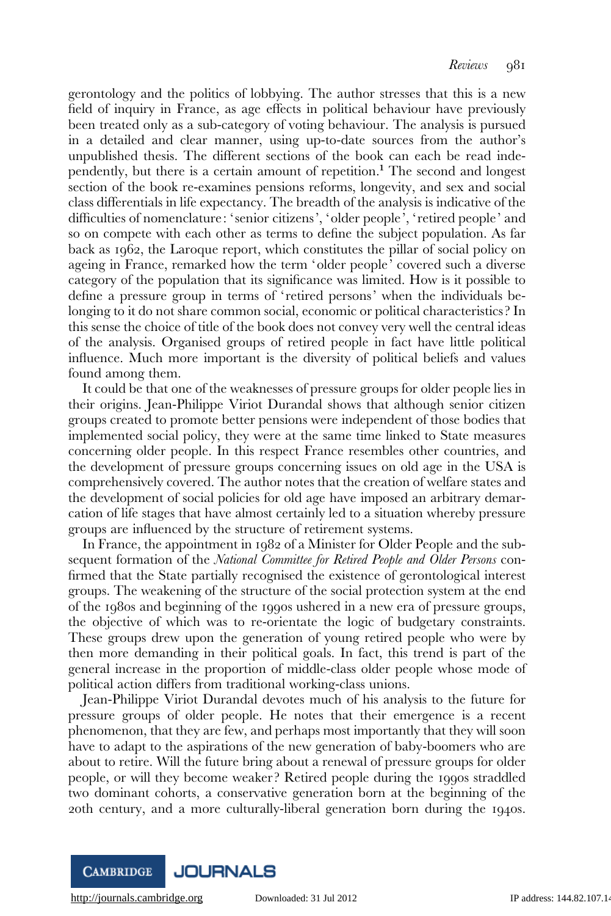gerontology and the politics of lobbying. The author stresses that this is a new field of inquiry in France, as age effects in political behaviour have previously been treated only as a sub-category of voting behaviour. The analysis is pursued in a detailed and clear manner, using up-to-date sources from the author's unpublished thesis. The different sections of the book can each be read independently, but there is a certain amount of repetition.[1] The second and longest section of the book re-examines pensions reforms, longevity, and sex and social class differentials in life expectancy. The breadth of the analysis is indicative of the difficulties of nomenclature: 'senior citizens', 'older people', 'retired people' and so on compete with each other as terms to define the subject population. As far back as 1962, the Laroque report, which constitutes the pillar of social policy on ageing in France, remarked how the term 'older people' covered such a diverse category of the population that its significance was limited. How is it possible to define a pressure group in terms of 'retired persons' when the individuals belonging to it do not share common social, economic or political characteristics? In this sense the choice of title of the book does not convey very well the central ideas of the analysis. Organised groups of retired people in fact have little political influence. Much more important is the diversity of political beliefs and values found among them.

It could be that one of the weaknesses of pressure groups for older people lies in their origins. Jean-Philippe Viriot Durandal shows that although senior citizen groups created to promote better pensions were independent of those bodies that implemented social policy, they were at the same time linked to State measures concerning older people. In this respect France resembles other countries, and the development of pressure groups concerning issues on old age in the USA is comprehensively covered. The author notes that the creation of welfare states and the development of social policies for old age have imposed an arbitrary demarcation of life stages that have almost certainly led to a situation whereby pressure groups are influenced by the structure of retirement systems.

In France, the appointment in 1982 of a Minister for Older People and the subsequent formation of the *National Committee for Retired People and Older Persons* confirmed that the State partially recognised the existence of gerontological interest groups. The weakening of the structure of the social protection system at the end of the 1980s and beginning of the 1990s ushered in a new era of pressure groups, the objective of which was to re-orientate the logic of budgetary constraints. These groups drew upon the generation of young retired people who were by then more demanding in their political goals. In fact, this trend is part of the general increase in the proportion of middle-class older people whose mode of political action differs from traditional working-class unions.

Jean-Philippe Viriot Durandal devotes much of his analysis to the future for pressure groups of older people. He notes that their emergence is a recent phenomenon, that they are few, and perhaps most importantly that they will soon have to adapt to the aspirations of the new generation of baby-boomers who are about to retire. Will the future bring about a renewal of pressure groups for older people, or will they become weaker? Retired people during the 1990s straddled two dominant cohorts, a conservative generation born at the beginning of the 20th century, and a more culturally-liberal generation born during the 1940s.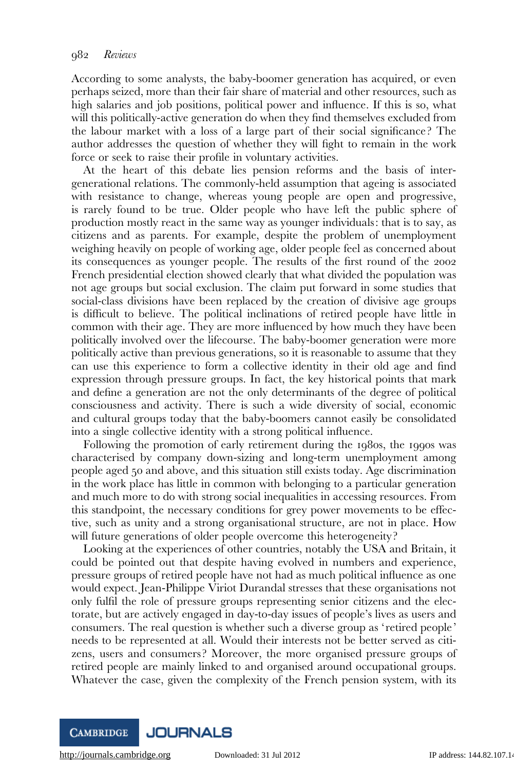According to some analysts, the baby-boomer generation has acquired, or even perhaps seized, more than their fair share of material and other resources, such as high salaries and job positions, political power and influence. If this is so, what will this politically-active generation do when they find themselves excluded from the labour market with a loss of a large part of their social significance? The author addresses the question of whether they will fight to remain in the work force or seek to raise their profile in voluntary activities.

At the heart of this debate lies pension reforms and the basis of inter-generational relations. The commonly-held assumption that ageing is associated with resistance to change, whereas young people are open and progressive, is rarely found to be true. Older people who have left the public sphere of production mostly react in the same way as younger individuals: that is to say, as citizens and as parents. For example, despite the problem of unemployment weighing heavily on people of working age, older people feel as concerned about its consequences as younger people. The results of the first round of the 2002 French presidential election showed clearly that what divided the population was not age groups but social exclusion. The claim put forward in some studies that social-class divisions have been replaced by the creation of divisive age groups is difficult to believe. The political inclinations of retired people have little in common with their age. They are more influenced by how much they have been politically involved over the lifecourse. The baby-boomer generation were more politically active than previous generations, so it is reasonable to assume that they can use this experience to form a collective identity in their old age and find expression through pressure groups. In fact, the key historical points that mark and define a generation are not the only determinants of the degree of political consciousness and activity. There is such a wide diversity of social, economic and cultural groups today that the baby-boomers cannot easily be consolidated into a single collective identity with a strong political influence.

Following the promotion of early retirement during the 1980s, the 1990s was characterised by company down-sizing and long-term unemployment among people aged 50 and above, and this situation still exists today. Age discrimination in the work place has little in common with belonging to a particular generation and much more to do with strong social inequalities in accessing resources. From this standpoint, the necessary conditions for grey power movements to be effective, such as unity and a strong organisational structure, are not in place. How will future generations of older people overcome this heterogeneity?

Looking at the experiences of other countries, notably the USA and Britain, it could be pointed out that despite having evolved in numbers and experience, pressure groups of retired people have not had as much political influence as one would expect. Jean-Philippe Viriot Durandal stresses that these organisations not only fulfil the role of pressure groups representing senior citizens and the electorate, but are actively engaged in day-to-day issues of people's lives as users and consumers. The real question is whether such a diverse group as 'retired people' needs to be represented at all. Would their interests not be better served as citizens, users and consumers? Moreover, the more organised pressure groups of retired people are mainly linked to and organised around occupational groups. Whatever the case, given the complexity of the French pension system, with its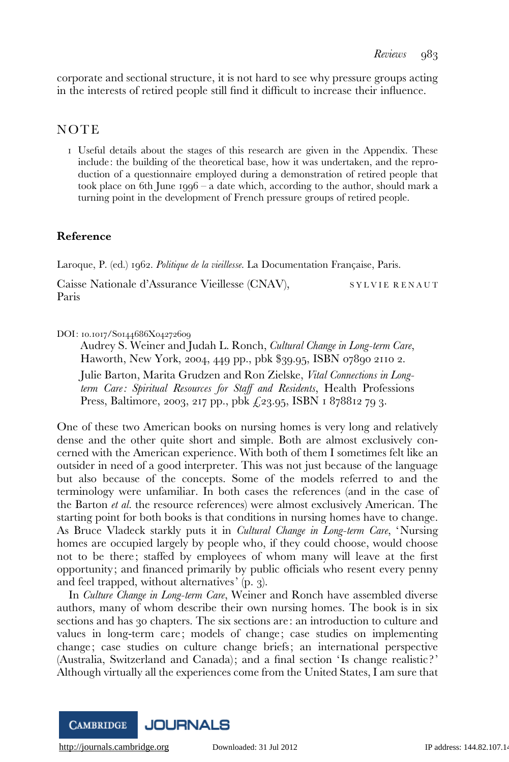corporate and sectional structure, it is not hard to see why pressure groups acting in the interests of retired people still find it difficult to increase their influence.

## NOTE

1 Useful details about the stages of this research are given in the Appendix. These include: the building of the theoretical base, how it was undertaken, and the reproduction of a questionnaire employed during a demonstration of retired people that took place on 6th June 1996 – a date which, according to the author, should mark a turning point in the development of French pressure groups of retired people.

### Reference

Laroque, P. (ed.) 1962. *Politique de la vieillesse*. La Documentation Française, Paris.

Caisse Nationale d'Assurance Vieillesse (CNAV), Paris

SYLVIE RENAUT

DOI: 10.1017/S0144686X04272609

Audrey S. Weiner and Judah L. Ronch, *Cultural Change in Long-term Care*, Haworth, New York, 2004, 449 pp., pbk $39.95, ISBN 07890 2110 2.

Julie Barton, Marita Grudzen and Ron Zielske, *Vital Connections in Long-term Care: Spiritual Resources for Staff and Residents*, Health Professions Press, Baltimore, 2003, 217 pp., pbk £23.95, ISBN 1 878812 79 3.

One of these two American books on nursing homes is very long and relatively dense and the other quite short and simple. Both are almost exclusively concerned with the American experience. With both of them I sometimes felt like an outsider in need of a good interpreter. This was not just because of the language but also because of the concepts. Some of the models referred to and the terminology were unfamiliar. In both cases the references (and in the case of the Barton *et al.* the resource references) were almost exclusively American. The starting point for both books is that conditions in nursing homes have to change. As Bruce Vladeck starkly puts it in *Cultural Change in Long-term Care*, 'Nursing homes are occupied largely by people who, if they could choose, would choose not to be there; staffed by employees of whom many will leave at the first opportunity; and financed primarily by public officials who resent every penny and feel trapped, without alternatives' (p. 3).

In *Culture Change in Long-term Care*, Weiner and Ronch have assembled diverse authors, many of whom describe their own nursing homes. The book is in six sections and has 30 chapters. The six sections are: an introduction to culture and values in long-term care; models of change; case studies on implementing change; case studies on culture change briefs; an international perspective (Australia, Switzerland and Canada); and a final section 'Is change realistic?' Although virtually all the experiences come from the United States, I am sure that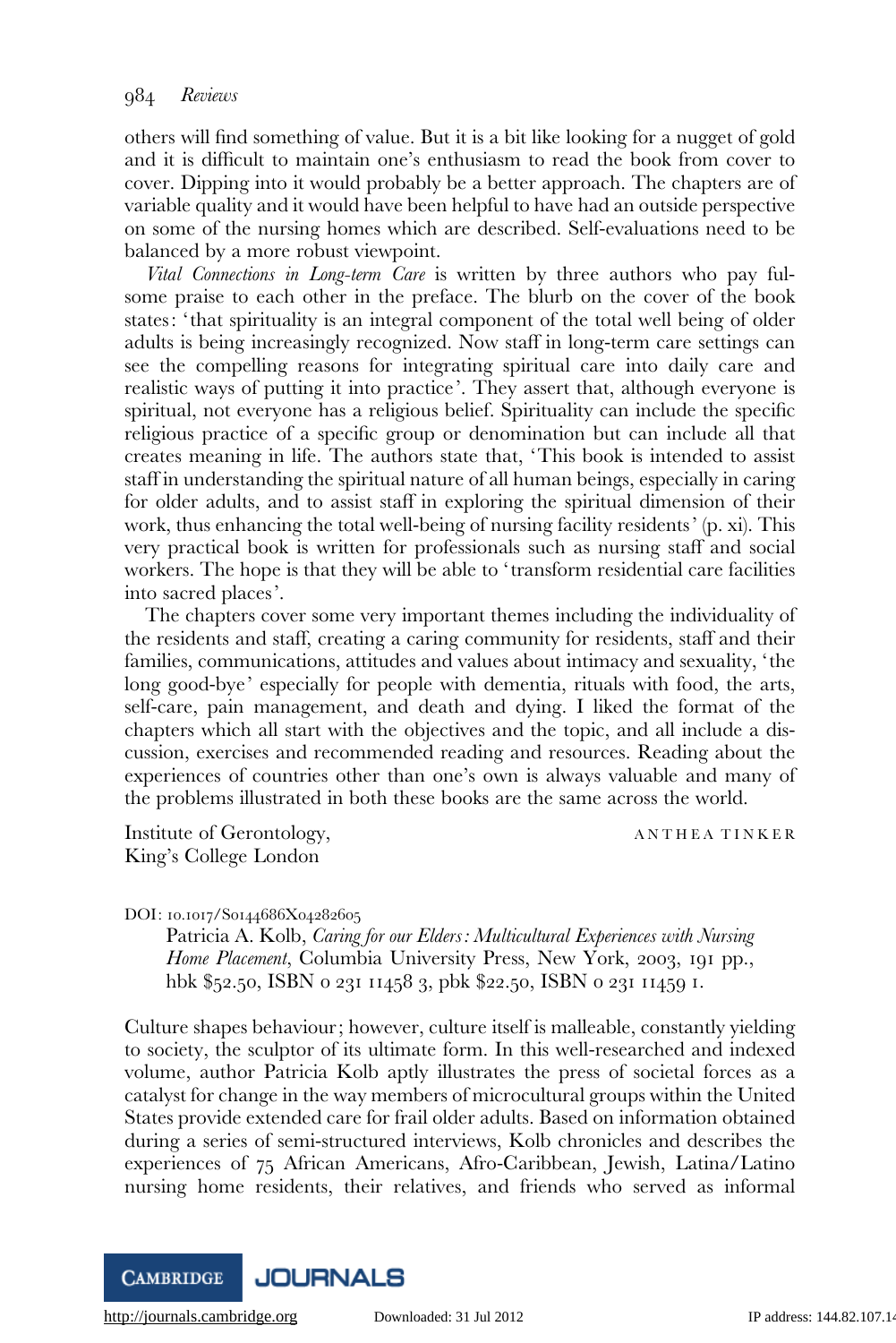others will find something of value. But it is a bit like looking for a nugget of gold and it is difficult to maintain one's enthusiasm to read the book from cover to cover. Dipping into it would probably be a better approach. The chapters are of variable quality and it would have been helpful to have had an outside perspective on some of the nursing homes which are described. Self-evaluations need to be balanced by a more robust viewpoint.

*Vital Connections in Long-term Care* is written by three authors who pay fulsome praise to each other in the preface. The blurb on the cover of the book states: 'that spirituality is an integral component of the total well being of older adults is being increasingly recognized. Now staff in long-term care settings can see the compelling reasons for integrating spiritual care into daily care and realistic ways of putting it into practice'. They assert that, although everyone is spiritual, not everyone has a religious belief. Spirituality can include the specific religious practice of a specific group or denomination but can include all that creates meaning in life. The authors state that, 'This book is intended to assist staff in understanding the spiritual nature of all human beings, especially in caring for older adults, and to assist staff in exploring the spiritual dimension of their work, thus enhancing the total well-being of nursing facility residents' (p. xi). This very practical book is written for professionals such as nursing staff and social workers. The hope is that they will be able to 'transform residential care facilities into sacred places'.

The chapters cover some very important themes including the individuality of the residents and staff, creating a caring community for residents, staff and their families, communications, attitudes and values about intimacy and sexuality, 'the long good-bye' especially for people with dementia, rituals with food, the arts, self-care, pain management, and death and dying. I liked the format of the chapters which all start with the objectives and the topic, and all include a discussion, exercises and recommended reading and resources. Reading about the experiences of countries other than one's own is always valuable and many of the problems illustrated in both these books are the same across the world.

Institute of Gerontology,
King's College London

ANTHEA TINKER

DOI: 10.1017/S0144686X04282605

Patricia A. Kolb, *Caring for our Elders: Multicultural Experiences with Nursing Home Placement*, Columbia University Press, New York, 2003, 191 pp., hbk $52.50, ISBN 0 231 11458 3, pbk $22.50, ISBN 0 231 11459 1.

Culture shapes behaviour; however, culture itself is malleable, constantly yielding to society, the sculptor of its ultimate form. In this well-researched and indexed volume, author Patricia Kolb aptly illustrates the press of societal forces as a catalyst for change in the way members of microcultural groups within the United States provide extended care for frail older adults. Based on information obtained during a series of semi-structured interviews, Kolb chronicles and describes the experiences of 75 African Americans, Afro-Caribbean, Jewish, Latina/Latino nursing home residents, their relatives, and friends who served as informal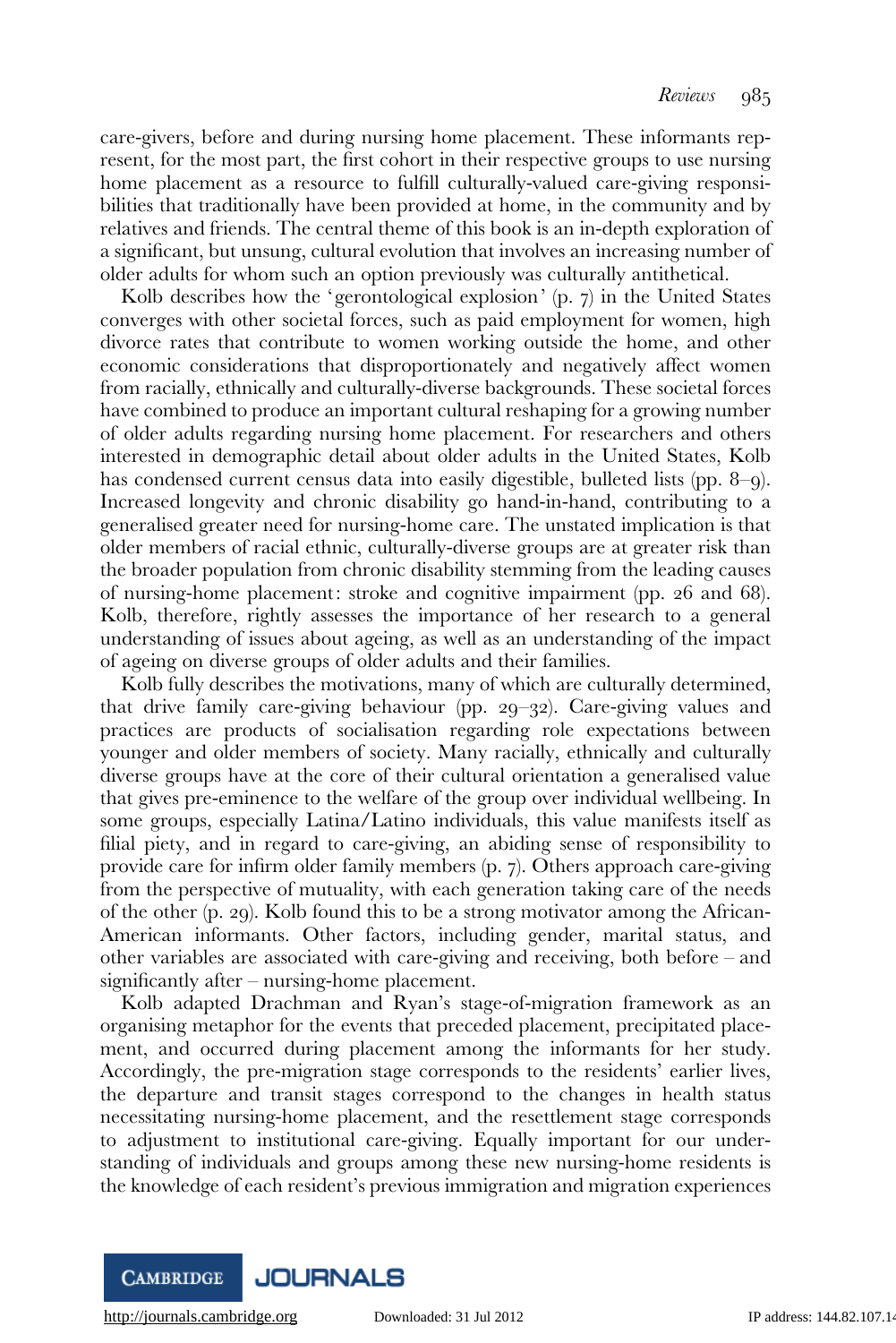care-givers, before and during nursing home placement. These informants represent, for the most part, the first cohort in their respective groups to use nursing home placement as a resource to fulfill culturally-valued care-giving responsibilities that traditionally have been provided at home, in the community and by relatives and friends. The central theme of this book is an in-depth exploration of a significant, but unsung, cultural evolution that involves an increasing number of older adults for whom such an option previously was culturally antithetical.

Kolb describes how the 'gerontological explosion' (p. 7) in the United States converges with other societal forces, such as paid employment for women, high divorce rates that contribute to women working outside the home, and other economic considerations that disproportionately and negatively affect women from racially, ethnically and culturally-diverse backgrounds. These societal forces have combined to produce an important cultural reshaping for a growing number of older adults regarding nursing home placement. For researchers and others interested in demographic detail about older adults in the United States, Kolb has condensed current census data into easily digestible, bulleted lists (pp. 8–9). Increased longevity and chronic disability go hand-in-hand, contributing to a generalised greater need for nursing-home care. The unstated implication is that older members of racial ethnic, culturally-diverse groups are at greater risk than the broader population from chronic disability stemming from the leading causes of nursing-home placement: stroke and cognitive impairment (pp. 26 and 68). Kolb, therefore, rightly assesses the importance of her research to a general understanding of issues about ageing, as well as an understanding of the impact of ageing on diverse groups of older adults and their families.

Kolb fully describes the motivations, many of which are culturally determined, that drive family care-giving behaviour (pp. 29–32). Care-giving values and practices are products of socialisation regarding role expectations between younger and older members of society. Many racially, ethnically and culturally diverse groups have at the core of their cultural orientation a generalised value that gives pre-eminence to the welfare of the group over individual wellbeing. In some groups, especially Latina/Latino individuals, this value manifests itself as filial piety, and in regard to care-giving, an abiding sense of responsibility to provide care for infirm older family members (p. 7). Others approach care-giving from the perspective of mutuality, with each generation taking care of the needs of the other (p. 29). Kolb found this to be a strong motivator among the African-American informants. Other factors, including gender, marital status, and other variables are associated with care-giving and receiving, both before – and significantly after – nursing-home placement.

Kolb adapted Drachman and Ryan's stage-of-migration framework as an organising metaphor for the events that preceded placement, precipitated placement, and occurred during placement among the informants for her study. Accordingly, the pre-migration stage corresponds to the residents' earlier lives, the departure and transit stages correspond to the changes in health status necessitating nursing-home placement, and the resettlement stage corresponds to adjustment to institutional care-giving. Equally important for our understanding of individuals and groups among these new nursing-home residents is the knowledge of each resident's previous immigration and migration experiences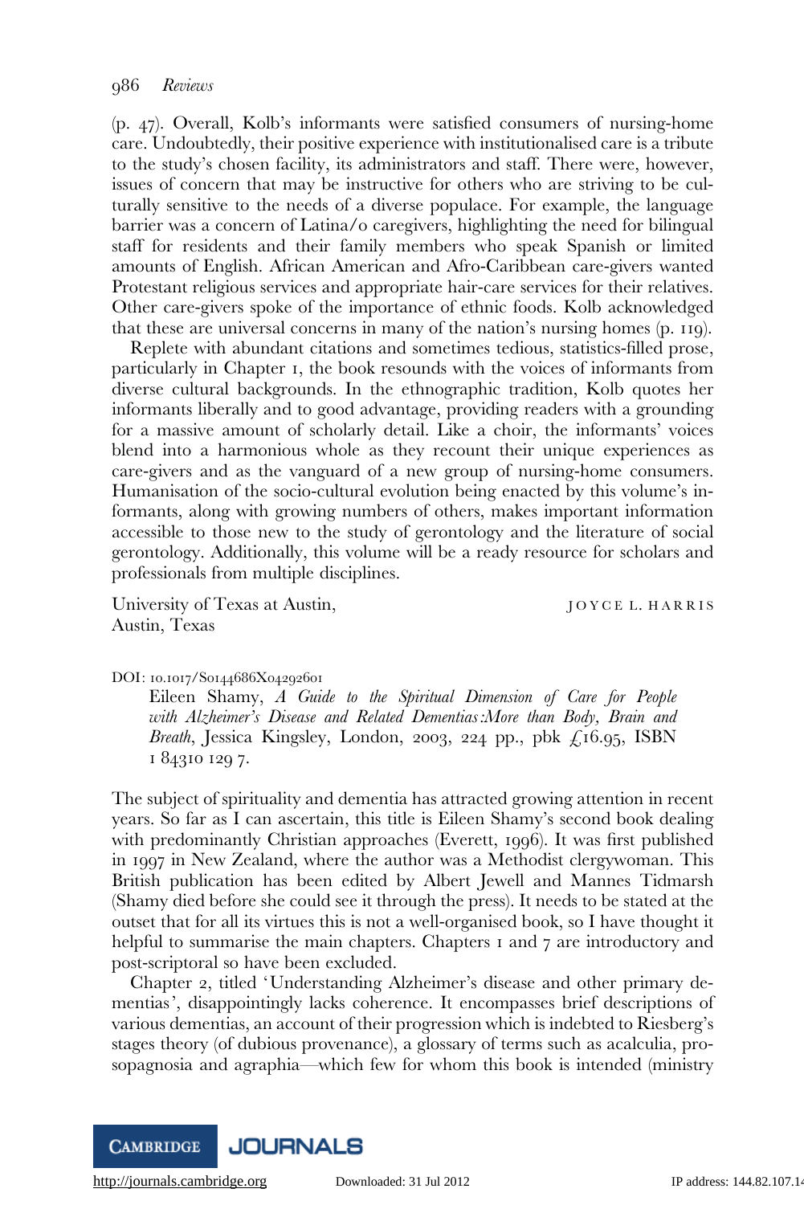(p. 47). Overall, Kolb's informants were satisfied consumers of nursing-home care. Undoubtedly, their positive experience with institutionalised care is a tribute to the study's chosen facility, its administrators and staff. There were, however, issues of concern that may be instructive for others who are striving to be culturally sensitive to the needs of a diverse populace. For example, the language barrier was a concern of Latina/o caregivers, highlighting the need for bilingual staff for residents and their family members who speak Spanish or limited amounts of English. African American and Afro-Caribbean care-givers wanted Protestant religious services and appropriate hair-care services for their relatives. Other care-givers spoke of the importance of ethnic foods. Kolb acknowledged that these are universal concerns in many of the nation's nursing homes (p. 119).

Replete with abundant citations and sometimes tedious, statistics-filled prose, particularly in Chapter 1, the book resounds with the voices of informants from diverse cultural backgrounds. In the ethnographic tradition, Kolb quotes her informants liberally and to good advantage, providing readers with a grounding for a massive amount of scholarly detail. Like a choir, the informants' voices blend into a harmonious whole as they recount their unique experiences as care-givers and as the vanguard of a new group of nursing-home consumers. Humanisation of the socio-cultural evolution being enacted by this volume's informants, along with growing numbers of others, makes important information accessible to those new to the study of gerontology and the literature of social gerontology. Additionally, this volume will be a ready resource for scholars and professionals from multiple disciplines.

University of Texas at Austin,
Austin, Texas

JOYCE L. HARRIS

DOI: 10.1017/S0144686X04292601

Eileen Shamy, *A Guide to the Spiritual Dimension of Care for People with Alzheimer's Disease and Related Dementias: More than Body, Brain and Breath*, Jessica Kingsley, London, 2003, 224 pp., pbk £16.95, ISBN 1 84310 129 7.

The subject of spirituality and dementia has attracted growing attention in recent years. So far as I can ascertain, this title is Eileen Shamy's second book dealing with predominantly Christian approaches (Everett, 1996). It was first published in 1997 in New Zealand, where the author was a Methodist clergywoman. This British publication has been edited by Albert Jewell and Mannes Tidmarsh (Shamy died before she could see it through the press). It needs to be stated at the outset that for all its virtues this is not a well-organised book, so I have thought it helpful to summarise the main chapters. Chapters 1 and 7 are introductory and post-scriptoral so have been excluded.

Chapter 2, titled 'Understanding Alzheimer's disease and other primary dementias', disappointingly lacks coherence. It encompasses brief descriptions of various dementias, an account of their progression which is indebted to Riesberg's stages theory (of dubious provenance), a glossary of terms such as acalculia, prosopagnosia and agraphia—which few for whom this book is intended (ministry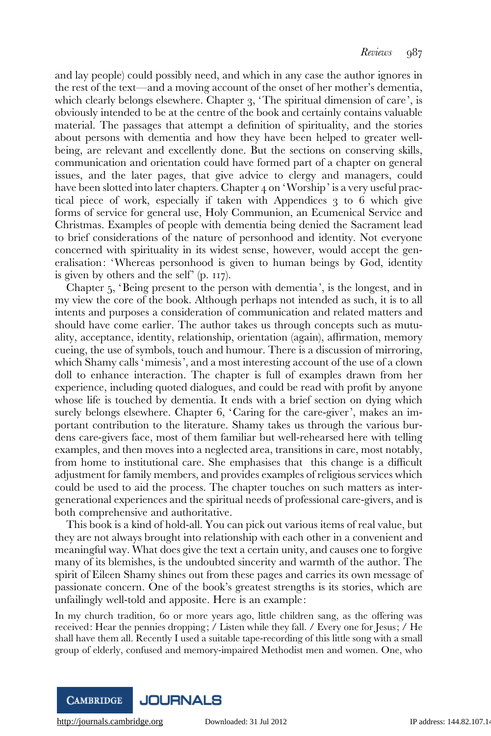and lay people) could possibly need, and which in any case the author ignores in the rest of the text—and a moving account of the onset of her mother's dementia, which clearly belongs elsewhere. Chapter 3, 'The spiritual dimension of care', is obviously intended to be at the centre of the book and certainly contains valuable material. The passages that attempt a definition of spirituality, and the stories about persons with dementia and how they have been helped to greater well-being, are relevant and excellently done. But the sections on conserving skills, communication and orientation could have formed part of a chapter on general issues, and the later pages, that give advice to clergy and managers, could have been slotted into later chapters. Chapter 4 on 'Worship' is a very useful practical piece of work, especially if taken with Appendices 3 to 6 which give forms of service for general use, Holy Communion, an Ecumenical Service and Christmas. Examples of people with dementia being denied the Sacrament lead to brief considerations of the nature of personhood and identity. Not everyone concerned with spirituality in its widest sense, however, would accept the generalisation: 'Whereas personhood is given to human beings by God, identity is given by others and the self' (p. 117).

Chapter 5, 'Being present to the person with dementia', is the longest, and in my view the core of the book. Although perhaps not intended as such, it is to all intents and purposes a consideration of communication and related matters and should have come earlier. The author takes us through concepts such as mutuality, acceptance, identity, relationship, orientation (again), affirmation, memory cueing, the use of symbols, touch and humour. There is a discussion of mirroring, which Shamy calls 'mimesis', and a most interesting account of the use of a clown doll to enhance interaction. The chapter is full of examples drawn from her experience, including quoted dialogues, and could be read with profit by anyone whose life is touched by dementia. It ends with a brief section on dying which surely belongs elsewhere. Chapter 6, 'Caring for the care-giver', makes an important contribution to the literature. Shamy takes us through the various burdens care-givers face, most of them familiar but well-rehearsed here with telling examples, and then moves into a neglected area, transitions in care, most notably, from home to institutional care. She emphasises that this change is a difficult adjustment for family members, and provides examples of religious services which could be used to aid the process. The chapter touches on such matters as intergenerational experiences and the spiritual needs of professional care-givers, and is both comprehensive and authoritative.

This book is a kind of hold-all. You can pick out various items of real value, but they are not always brought into relationship with each other in a convenient and meaningful way. What does give the text a certain unity, and causes one to forgive many of its blemishes, is the undoubted sincerity and warmth of the author. The spirit of Eileen Shamy shines out from these pages and carries its own message of passionate concern. One of the book's greatest strengths is its stories, which are unfailingly well-told and apposite. Here is an example:

> In my church tradition, 60 or more years ago, little children sang, as the offering was received: Hear the pennies dropping; / Listen while they fall. / Every one for Jesus; / He shall have them all. Recently I used a suitable tape-recording of this little song with a small group of elderly, confused and memory-impaired Methodist men and women. One, who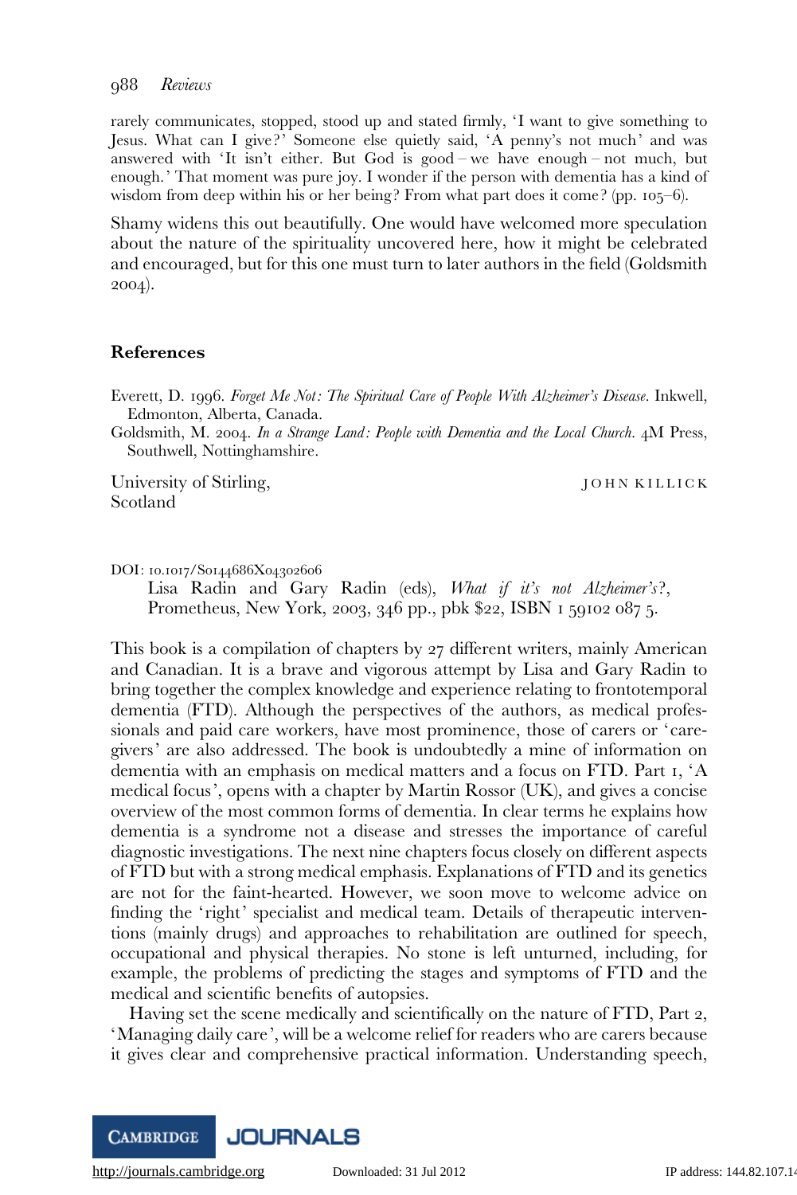rarely communicates, stopped, stood up and stated firmly, 'I want to give something to Jesus. What can I give?' Someone else quietly said, 'A penny's not much' and was answered with 'It isn't either. But God is good – we have enough – not much, but enough.' That moment was pure joy. I wonder if the person with dementia has a kind of wisdom from deep within his or her being? From what part does it come? (pp. 105–6).

Shamy widens this out beautifully. One would have welcomed more speculation about the nature of the spirituality uncovered here, how it might be celebrated and encouraged, but for this one must turn to later authors in the field (Goldsmith 2004).

## References

Everett, D. 1996. *Forget Me Not: The Spiritual Care of People With Alzheimer's Disease*. Inkwell, Edmonton, Alberta, Canada.

Goldsmith, M. 2004. *In a Strange Land: People with Dementia and the Local Church*. 4M Press, Southwell, Nottinghamshire.

University of Stirling, Scotland — JOHN KILLICK

DOI: 10.1017/S0144686X04302606

Lisa Radin and Gary Radin (eds), *What if it's not Alzheimer's?*, Prometheus, New York, 2003, 346 pp., pbk $22, ISBN 1 59102 087 5.

This book is a compilation of chapters by 27 different writers, mainly American and Canadian. It is a brave and vigorous attempt by Lisa and Gary Radin to bring together the complex knowledge and experience relating to frontotemporal dementia (FTD). Although the perspectives of the authors, as medical professionals and paid care workers, have most prominence, those of carers or 'caregivers' are also addressed. The book is undoubtedly a mine of information on dementia with an emphasis on medical matters and a focus on FTD. Part 1, 'A medical focus', opens with a chapter by Martin Rossor (UK), and gives a concise overview of the most common forms of dementia. In clear terms he explains how dementia is a syndrome not a disease and stresses the importance of careful diagnostic investigations. The next nine chapters focus closely on different aspects of FTD but with a strong medical emphasis. Explanations of FTD and its genetics are not for the faint-hearted. However, we soon move to welcome advice on finding the 'right' specialist and medical team. Details of therapeutic interventions (mainly drugs) and approaches to rehabilitation are outlined for speech, occupational and physical therapies. No stone is left unturned, including, for example, the problems of predicting the stages and symptoms of FTD and the medical and scientific benefits of autopsies.

Having set the scene medically and scientifically on the nature of FTD, Part 2, 'Managing daily care', will be a welcome relief for readers who are carers because it gives clear and comprehensive practical information. Understanding speech,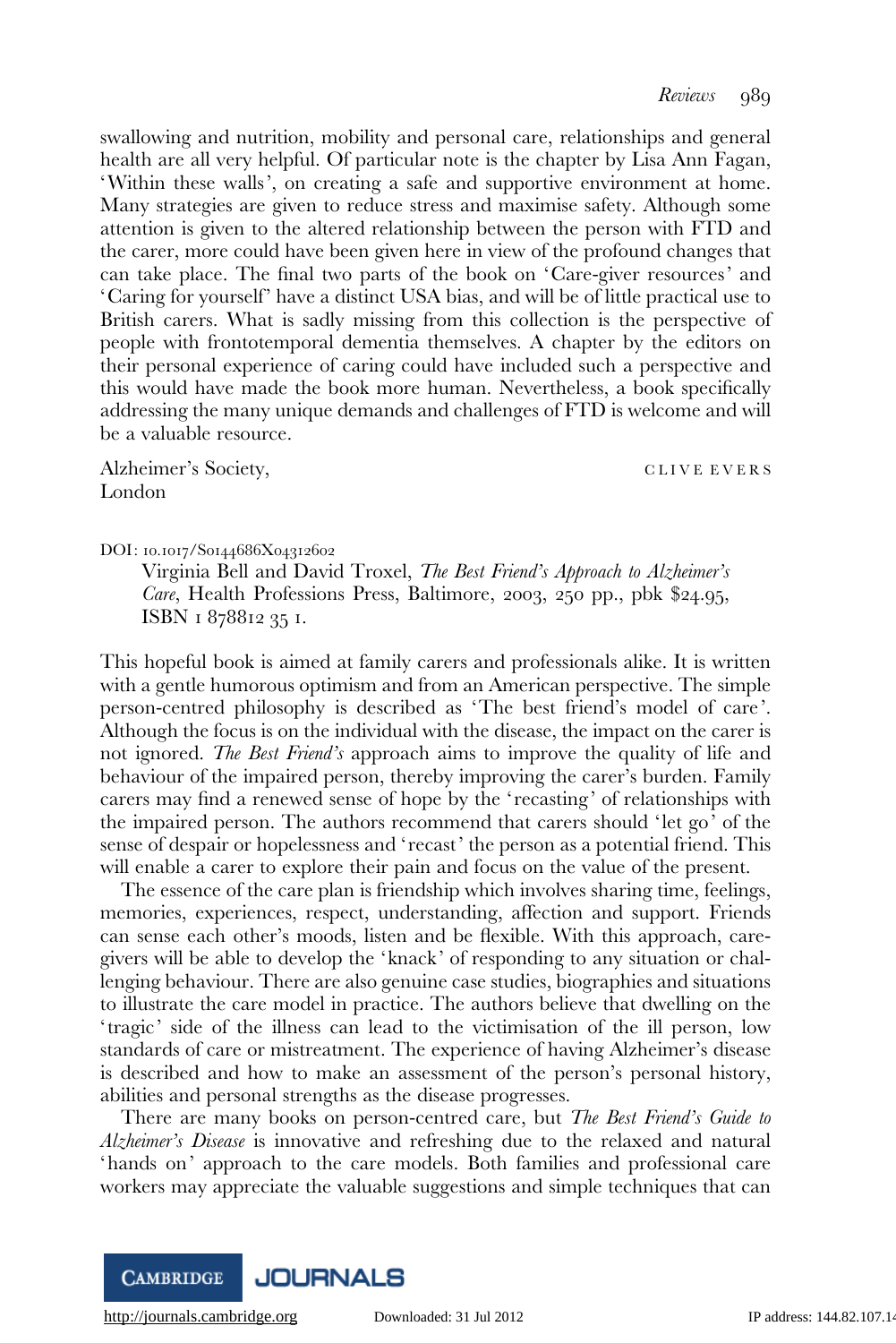swallowing and nutrition, mobility and personal care, relationships and general health are all very helpful. Of particular note is the chapter by Lisa Ann Fagan, 'Within these walls', on creating a safe and supportive environment at home. Many strategies are given to reduce stress and maximise safety. Although some attention is given to the altered relationship between the person with FTD and the carer, more could have been given here in view of the profound changes that can take place. The final two parts of the book on 'Care-giver resources' and 'Caring for yourself' have a distinct USA bias, and will be of little practical use to British carers. What is sadly missing from this collection is the perspective of people with frontotemporal dementia themselves. A chapter by the editors on their personal experience of caring could have included such a perspective and this would have made the book more human. Nevertheless, a book specifically addressing the many unique demands and challenges of FTD is welcome and will be a valuable resource.

Alzheimer's Society,
London

CLIVE EVERS

DOI: 10.1017/S0144686X04312602

Virginia Bell and David Troxel, *The Best Friend's Approach to Alzheimer's Care*, Health Professions Press, Baltimore, 2003, 250 pp., pbk $24.95, ISBN 1 878812 35 1.

This hopeful book is aimed at family carers and professionals alike. It is written with a gentle humorous optimism and from an American perspective. The simple person-centred philosophy is described as 'The best friend's model of care'. Although the focus is on the individual with the disease, the impact on the carer is not ignored. *The Best Friend's* approach aims to improve the quality of life and behaviour of the impaired person, thereby improving the carer's burden. Family carers may find a renewed sense of hope by the 'recasting' of relationships with the impaired person. The authors recommend that carers should 'let go' of the sense of despair or hopelessness and 'recast' the person as a potential friend. This will enable a carer to explore their pain and focus on the value of the present.

The essence of the care plan is friendship which involves sharing time, feelings, memories, experiences, respect, understanding, affection and support. Friends can sense each other's moods, listen and be flexible. With this approach, care-givers will be able to develop the 'knack' of responding to any situation or challenging behaviour. There are also genuine case studies, biographies and situations to illustrate the care model in practice. The authors believe that dwelling on the 'tragic' side of the illness can lead to the victimisation of the ill person, low standards of care or mistreatment. The experience of having Alzheimer's disease is described and how to make an assessment of the person's personal history, abilities and personal strengths as the disease progresses.

There are many books on person-centred care, but *The Best Friend's Guide to Alzheimer's Disease* is innovative and refreshing due to the relaxed and natural 'hands on' approach to the care models. Both families and professional care workers may appreciate the valuable suggestions and simple techniques that can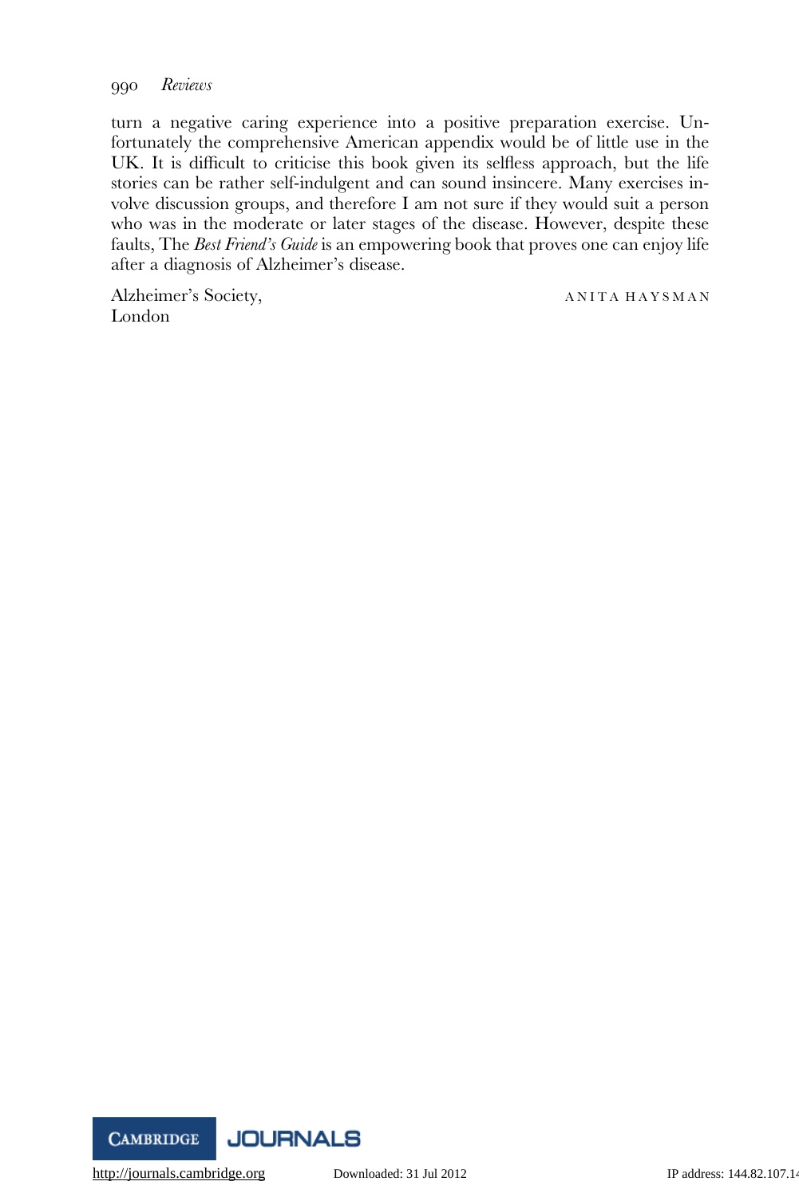turn a negative caring experience into a positive preparation exercise. Unfortunately the comprehensive American appendix would be of little use in the UK. It is difficult to criticise this book given its selfless approach, but the life stories can be rather self-indulgent and can sound insincere. Many exercises involve discussion groups, and therefore I am not sure if they would suit a person who was in the moderate or later stages of the disease. However, despite these faults, The *Best Friend's Guide* is an empowering book that proves one can enjoy life after a diagnosis of Alzheimer's disease.

Alzheimer's Society,
London

ANITA HAYSMAN